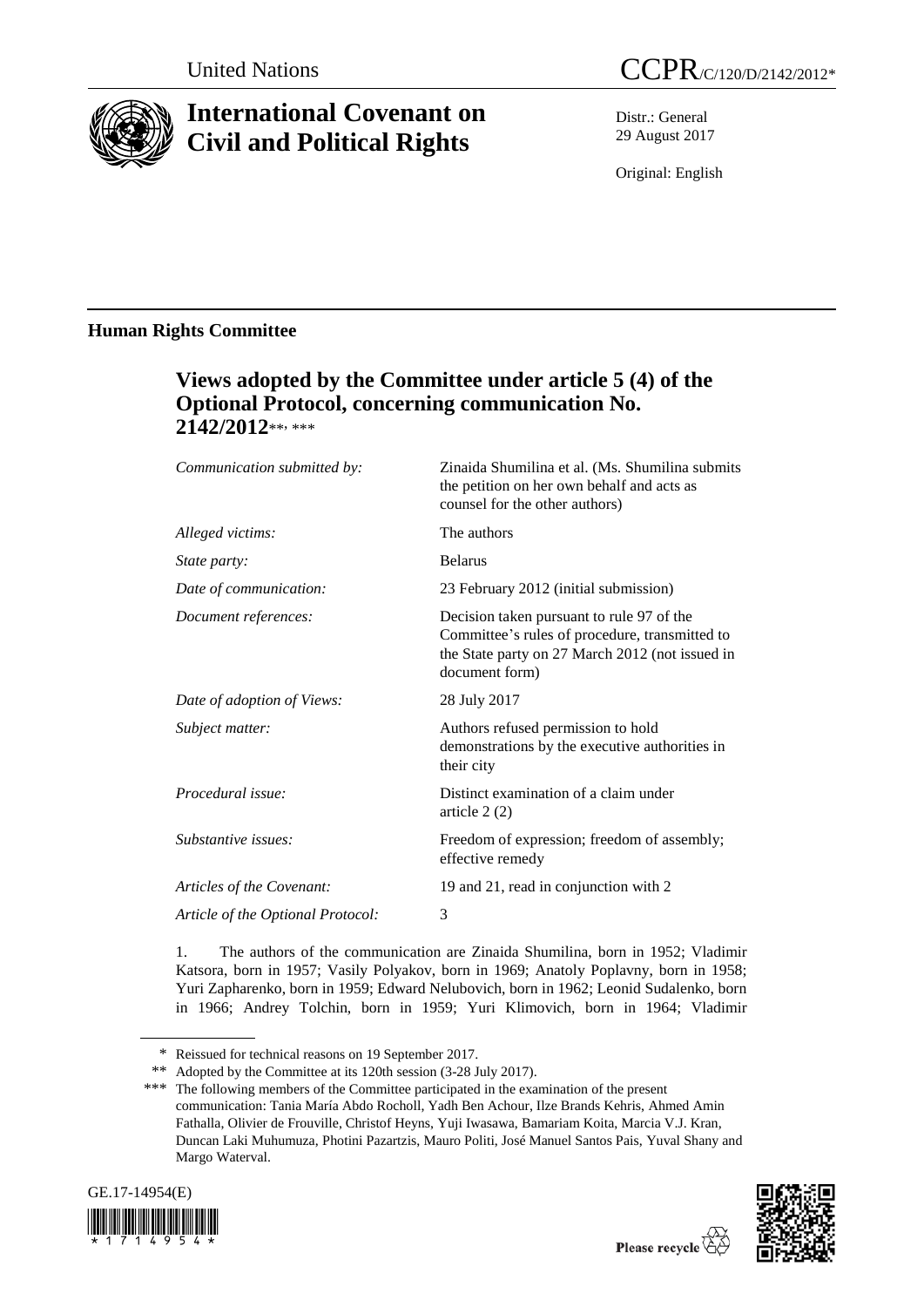United Nations

CCPR/C/120/D/2142/2012*

# International Covenant on Civil and Political Rights

Distr.: General
29 August 2017

Original: English

## Human Rights Committee

### Views adopted by the Committee under article 5 (4) of the Optional Protocol, concerning communication No. 2142/2012**, ***

| | |
|---|---|
| *Communication submitted by:* | Zinaida Shumilina et al. (Ms. Shumilina submits the petition on her own behalf and acts as counsel for the other authors) |
| *Alleged victims:* | The authors |
| *State party:* | Belarus |
| *Date of communication:* | 23 February 2012 (initial submission) |
| *Document references:* | Decision taken pursuant to rule 97 of the Committee's rules of procedure, transmitted to the State party on 27 March 2012 (not issued in document form) |
| *Date of adoption of Views:* | 28 July 2017 |
| *Subject matter:* | Authors refused permission to hold demonstrations by the executive authorities in their city |
| *Procedural issue:* | Distinct examination of a claim under article 2 (2) |
| *Substantive issues:* | Freedom of expression; freedom of assembly; effective remedy |
| *Articles of the Covenant:* | 19 and 21, read in conjunction with 2 |
| *Article of the Optional Protocol:* | 3 |

1. The authors of the communication are Zinaida Shumilina, born in 1952; Vladimir Katsora, born in 1957; Vasily Polyakov, born in 1969; Anatoly Poplavny, born in 1958; Yuri Zapharenko, born in 1959; Edward Nelubovich, born in 1962; Leonid Sudalenko, born in 1966; Andrey Tolchin, born in 1959; Yuri Klimovich, born in 1964; Vladimir

\* Reissued for technical reasons on 19 September 2017.

\** Adopted by the Committee at its 120th session (3-28 July 2017).

\*** The following members of the Committee participated in the examination of the present communication: Tania María Abdo Rocholl, Yadh Ben Achour, Ilze Brands Kehris, Ahmed Amin Fathalla, Olivier de Frouville, Christof Heyns, Yuji Iwasawa, Bamariam Koita, Marcia V.J. Kran, Duncan Laki Muhumuza, Photini Pazartzis, Mauro Politi, José Manuel Santos Pais, Yuval Shany and Margo Waterval.

GE.17-14954(E)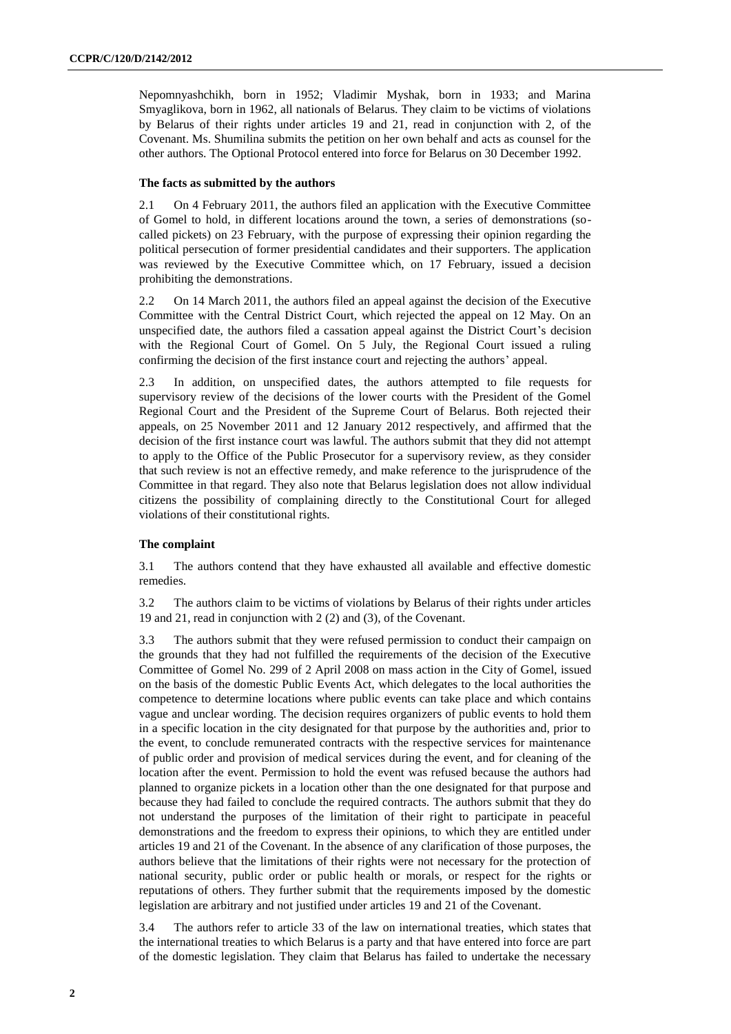Nepomnyashchikh, born in 1952; Vladimir Myshak, born in 1933; and Marina Smyaglikova, born in 1962, all nationals of Belarus. They claim to be victims of violations by Belarus of their rights under articles 19 and 21, read in conjunction with 2, of the Covenant. Ms. Shumilina submits the petition on her own behalf and acts as counsel for the other authors. The Optional Protocol entered into force for Belarus on 30 December 1992.

### The facts as submitted by the authors

2.1 On 4 February 2011, the authors filed an application with the Executive Committee of Gomel to hold, in different locations around the town, a series of demonstrations (so-called pickets) on 23 February, with the purpose of expressing their opinion regarding the political persecution of former presidential candidates and their supporters. The application was reviewed by the Executive Committee which, on 17 February, issued a decision prohibiting the demonstrations.

2.2 On 14 March 2011, the authors filed an appeal against the decision of the Executive Committee with the Central District Court, which rejected the appeal on 12 May. On an unspecified date, the authors filed a cassation appeal against the District Court's decision with the Regional Court of Gomel. On 5 July, the Regional Court issued a ruling confirming the decision of the first instance court and rejecting the authors' appeal.

2.3 In addition, on unspecified dates, the authors attempted to file requests for supervisory review of the decisions of the lower courts with the President of the Gomel Regional Court and the President of the Supreme Court of Belarus. Both rejected their appeals, on 25 November 2011 and 12 January 2012 respectively, and affirmed that the decision of the first instance court was lawful. The authors submit that they did not attempt to apply to the Office of the Public Prosecutor for a supervisory review, as they consider that such review is not an effective remedy, and make reference to the jurisprudence of the Committee in that regard. They also note that Belarus legislation does not allow individual citizens the possibility of complaining directly to the Constitutional Court for alleged violations of their constitutional rights.

### The complaint

3.1 The authors contend that they have exhausted all available and effective domestic remedies.

3.2 The authors claim to be victims of violations by Belarus of their rights under articles 19 and 21, read in conjunction with 2 (2) and (3), of the Covenant.

3.3 The authors submit that they were refused permission to conduct their campaign on the grounds that they had not fulfilled the requirements of the decision of the Executive Committee of Gomel No. 299 of 2 April 2008 on mass action in the City of Gomel, issued on the basis of the domestic Public Events Act, which delegates to the local authorities the competence to determine locations where public events can take place and which contains vague and unclear wording. The decision requires organizers of public events to hold them in a specific location in the city designated for that purpose by the authorities and, prior to the event, to conclude remunerated contracts with the respective services for maintenance of public order and provision of medical services during the event, and for cleaning of the location after the event. Permission to hold the event was refused because the authors had planned to organize pickets in a location other than the one designated for that purpose and because they had failed to conclude the required contracts. The authors submit that they do not understand the purposes of the limitation of their right to participate in peaceful demonstrations and the freedom to express their opinions, to which they are entitled under articles 19 and 21 of the Covenant. In the absence of any clarification of those purposes, the authors believe that the limitations of their rights were not necessary for the protection of national security, public order or public health or morals, or respect for the rights or reputations of others. They further submit that the requirements imposed by the domestic legislation are arbitrary and not justified under articles 19 and 21 of the Covenant.

3.4 The authors refer to article 33 of the law on international treaties, which states that the international treaties to which Belarus is a party and that have entered into force are part of the domestic legislation. They claim that Belarus has failed to undertake the necessary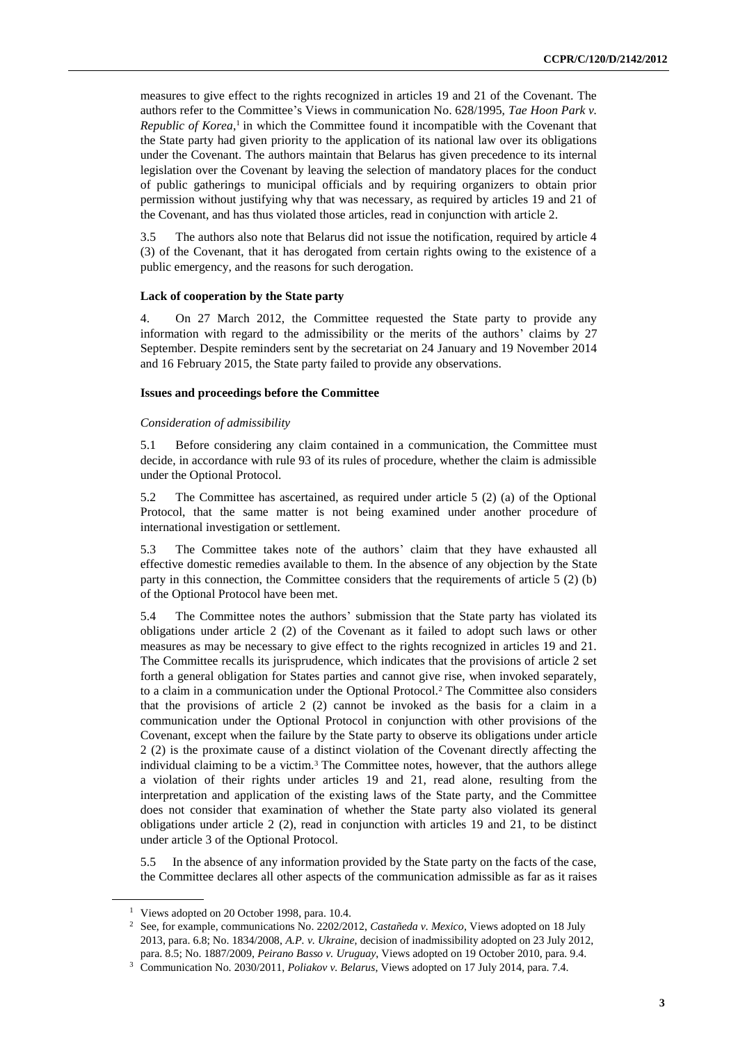measures to give effect to the rights recognized in articles 19 and 21 of the Covenant. The authors refer to the Committee's Views in communication No. 628/1995, *Tae Hoon Park v. Republic of Korea*,[1] in which the Committee found it incompatible with the Covenant that the State party had given priority to the application of its national law over its obligations under the Covenant. The authors maintain that Belarus has given precedence to its internal legislation over the Covenant by leaving the selection of mandatory places for the conduct of public gatherings to municipal officials and by requiring organizers to obtain prior permission without justifying why that was necessary, as required by articles 19 and 21 of the Covenant, and has thus violated those articles, read in conjunction with article 2.

3.5 The authors also note that Belarus did not issue the notification, required by article 4 (3) of the Covenant, that it has derogated from certain rights owing to the existence of a public emergency, and the reasons for such derogation.

### Lack of cooperation by the State party

4. On 27 March 2012, the Committee requested the State party to provide any information with regard to the admissibility or the merits of the authors' claims by 27 September. Despite reminders sent by the secretariat on 24 January and 19 November 2014 and 16 February 2015, the State party failed to provide any observations.

### Issues and proceedings before the Committee

#### *Consideration of admissibility*

5.1 Before considering any claim contained in a communication, the Committee must decide, in accordance with rule 93 of its rules of procedure, whether the claim is admissible under the Optional Protocol.

5.2 The Committee has ascertained, as required under article 5 (2) (a) of the Optional Protocol, that the same matter is not being examined under another procedure of international investigation or settlement.

5.3 The Committee takes note of the authors' claim that they have exhausted all effective domestic remedies available to them. In the absence of any objection by the State party in this connection, the Committee considers that the requirements of article 5 (2) (b) of the Optional Protocol have been met.

5.4 The Committee notes the authors' submission that the State party has violated its obligations under article 2 (2) of the Covenant as it failed to adopt such laws or other measures as may be necessary to give effect to the rights recognized in articles 19 and 21. The Committee recalls its jurisprudence, which indicates that the provisions of article 2 set forth a general obligation for States parties and cannot give rise, when invoked separately, to a claim in a communication under the Optional Protocol.[2] The Committee also considers that the provisions of article 2 (2) cannot be invoked as the basis for a claim in a communication under the Optional Protocol in conjunction with other provisions of the Covenant, except when the failure by the State party to observe its obligations under article 2 (2) is the proximate cause of a distinct violation of the Covenant directly affecting the individual claiming to be a victim.[3] The Committee notes, however, that the authors allege a violation of their rights under articles 19 and 21, read alone, resulting from the interpretation and application of the existing laws of the State party, and the Committee does not consider that examination of whether the State party also violated its general obligations under article 2 (2), read in conjunction with articles 19 and 21, to be distinct under article 3 of the Optional Protocol.

5.5 In the absence of any information provided by the State party on the facts of the case, the Committee declares all other aspects of the communication admissible as far as it raises

---

[1] Views adopted on 20 October 1998, para. 10.4.

[2] See, for example, communications No. 2202/2012, *Castañeda v. Mexico*, Views adopted on 18 July 2013, para. 6.8; No. 1834/2008, *A.P. v. Ukraine*, decision of inadmissibility adopted on 23 July 2012, para. 8.5; No. 1887/2009, *Peirano Basso v. Uruguay*, Views adopted on 19 October 2010, para. 9.4.

[3] Communication No. 2030/2011, *Poliakov v. Belarus*, Views adopted on 17 July 2014, para. 7.4.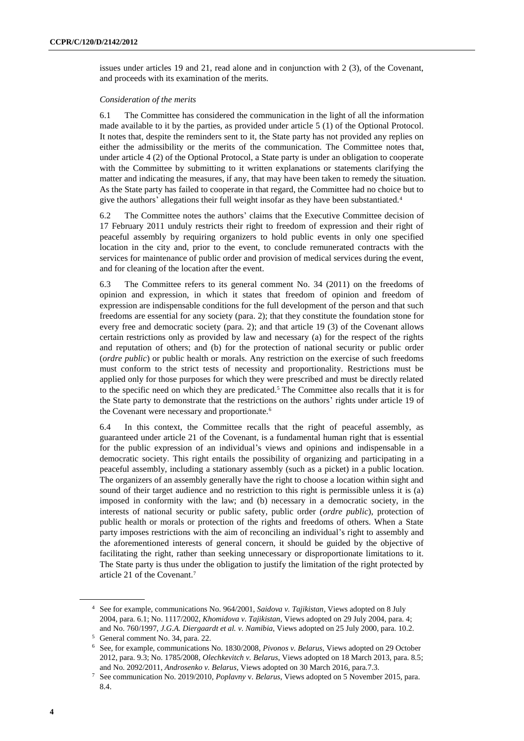issues under articles 19 and 21, read alone and in conjunction with 2 (3), of the Covenant, and proceeds with its examination of the merits.

*Consideration of the merits*

6.1 The Committee has considered the communication in the light of all the information made available to it by the parties, as provided under article 5 (1) of the Optional Protocol. It notes that, despite the reminders sent to it, the State party has not provided any replies on either the admissibility or the merits of the communication. The Committee notes that, under article 4 (2) of the Optional Protocol, a State party is under an obligation to cooperate with the Committee by submitting to it written explanations or statements clarifying the matter and indicating the measures, if any, that may have been taken to remedy the situation. As the State party has failed to cooperate in that regard, the Committee had no choice but to give the authors' allegations their full weight insofar as they have been substantiated.[4]

6.2 The Committee notes the authors' claims that the Executive Committee decision of 17 February 2011 unduly restricts their right to freedom of expression and their right of peaceful assembly by requiring organizers to hold public events in only one specified location in the city and, prior to the event, to conclude remunerated contracts with the services for maintenance of public order and provision of medical services during the event, and for cleaning of the location after the event.

6.3 The Committee refers to its general comment No. 34 (2011) on the freedoms of opinion and expression, in which it states that freedom of opinion and freedom of expression are indispensable conditions for the full development of the person and that such freedoms are essential for any society (para. 2); that they constitute the foundation stone for every free and democratic society (para. 2); and that article 19 (3) of the Covenant allows certain restrictions only as provided by law and necessary (a) for the respect of the rights and reputation of others; and (b) for the protection of national security or public order (*ordre public*) or public health or morals. Any restriction on the exercise of such freedoms must conform to the strict tests of necessity and proportionality. Restrictions must be applied only for those purposes for which they were prescribed and must be directly related to the specific need on which they are predicated.[5] The Committee also recalls that it is for the State party to demonstrate that the restrictions on the authors' rights under article 19 of the Covenant were necessary and proportionate.[6]

6.4 In this context, the Committee recalls that the right of peaceful assembly, as guaranteed under article 21 of the Covenant, is a fundamental human right that is essential for the public expression of an individual's views and opinions and indispensable in a democratic society. This right entails the possibility of organizing and participating in a peaceful assembly, including a stationary assembly (such as a picket) in a public location. The organizers of an assembly generally have the right to choose a location within sight and sound of their target audience and no restriction to this right is permissible unless it is (a) imposed in conformity with the law; and (b) necessary in a democratic society, in the interests of national security or public safety, public order (*ordre public*), protection of public health or morals or protection of the rights and freedoms of others. When a State party imposes restrictions with the aim of reconciling an individual's right to assembly and the aforementioned interests of general concern, it should be guided by the objective of facilitating the right, rather than seeking unnecessary or disproportionate limitations to it. The State party is thus under the obligation to justify the limitation of the right protected by article 21 of the Covenant.[7]

---

[4] See for example, communications No. 964/2001, *Saidova v. Tajikistan*, Views adopted on 8 July 2004, para. 6.1; No. 1117/2002, *Khomidova v. Tajikistan*, Views adopted on 29 July 2004, para. 4; and No. 760/1997, *J.G.A. Diergaardt et al. v. Namibia*, Views adopted on 25 July 2000, para. 10.2.

[5] General comment No. 34, para. 22.

[6] See, for example, communications No. 1830/2008, *Pivonos v. Belarus*, Views adopted on 29 October 2012, para. 9.3; No. 1785/2008, *Olechkevitch v. Belarus*, Views adopted on 18 March 2013, para. 8.5; and No. 2092/2011, *Androsenko v. Belarus*, Views adopted on 30 March 2016, para.7.3.

[7] See communication No. 2019/2010, *Poplavny* v. *Belarus*, Views adopted on 5 November 2015, para. 8.4.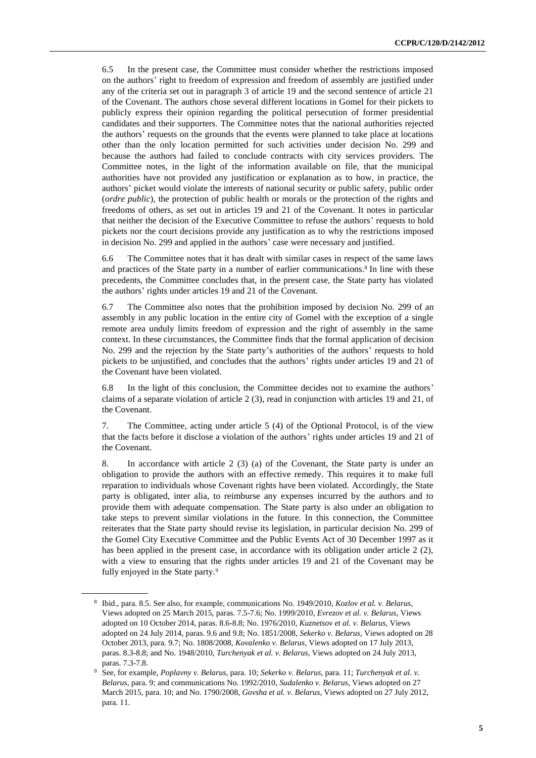6.5 In the present case, the Committee must consider whether the restrictions imposed on the authors' right to freedom of expression and freedom of assembly are justified under any of the criteria set out in paragraph 3 of article 19 and the second sentence of article 21 of the Covenant. The authors chose several different locations in Gomel for their pickets to publicly express their opinion regarding the political persecution of former presidential candidates and their supporters. The Committee notes that the national authorities rejected the authors' requests on the grounds that the events were planned to take place at locations other than the only location permitted for such activities under decision No. 299 and because the authors had failed to conclude contracts with city services providers. The Committee notes, in the light of the information available on file, that the municipal authorities have not provided any justification or explanation as to how, in practice, the authors' picket would violate the interests of national security or public safety, public order (*ordre public*), the protection of public health or morals or the protection of the rights and freedoms of others, as set out in articles 19 and 21 of the Covenant. It notes in particular that neither the decision of the Executive Committee to refuse the authors' requests to hold pickets nor the court decisions provide any justification as to why the restrictions imposed in decision No. 299 and applied in the authors' case were necessary and justified.

6.6 The Committee notes that it has dealt with similar cases in respect of the same laws and practices of the State party in a number of earlier communications.[8] In line with these precedents, the Committee concludes that, in the present case, the State party has violated the authors' rights under articles 19 and 21 of the Covenant.

6.7 The Committee also notes that the prohibition imposed by decision No. 299 of an assembly in any public location in the entire city of Gomel with the exception of a single remote area unduly limits freedom of expression and the right of assembly in the same context. In these circumstances, the Committee finds that the formal application of decision No. 299 and the rejection by the State party's authorities of the authors' requests to hold pickets to be unjustified, and concludes that the authors' rights under articles 19 and 21 of the Covenant have been violated.

6.8 In the light of this conclusion, the Committee decides not to examine the authors' claims of a separate violation of article 2 (3), read in conjunction with articles 19 and 21, of the Covenant.

7. The Committee, acting under article 5 (4) of the Optional Protocol, is of the view that the facts before it disclose a violation of the authors' rights under articles 19 and 21 of the Covenant.

8. In accordance with article 2 (3) (a) of the Covenant, the State party is under an obligation to provide the authors with an effective remedy. This requires it to make full reparation to individuals whose Covenant rights have been violated. Accordingly, the State party is obligated, inter alia, to reimburse any expenses incurred by the authors and to provide them with adequate compensation. The State party is also under an obligation to take steps to prevent similar violations in the future. In this connection, the Committee reiterates that the State party should revise its legislation, in particular decision No. 299 of the Gomel City Executive Committee and the Public Events Act of 30 December 1997 as it has been applied in the present case, in accordance with its obligation under article 2 (2), with a view to ensuring that the rights under articles 19 and 21 of the Covenant may be fully enjoyed in the State party.[9]

---

[8] Ibid., para. 8.5. See also, for example, communications No. 1949/2010, *Kozlov et al. v. Belarus*, Views adopted on 25 March 2015, paras. 7.5-7.6; No. 1999/2010, *Evrezov et al. v. Belarus*, Views adopted on 10 October 2014, paras. 8.6-8.8; No. 1976/2010, *Kuznetsov et al. v. Belarus*, Views adopted on 24 July 2014, paras. 9.6 and 9.8; No. 1851/2008, *Sekerko v. Belarus*, Views adopted on 28 October 2013, para. 9.7; No. 1808/2008, *Kovalenko v. Belarus*, Views adopted on 17 July 2013, paras. 8.3-8.8; and No. 1948/2010, *Turchenyak et al. v. Belarus*, Views adopted on 24 July 2013, paras. 7.3-7.8.

[9] See, for example, *Poplavny v. Belarus*, para. 10; *Sekerko v. Belarus*, para. 11; *Turchenyak et al. v. Belarus*, para. 9; and communications No. 1992/2010, *Sudalenko v. Belarus*, Views adopted on 27 March 2015, para. 10; and No. 1790/2008, *Govsha et al. v. Belarus*, Views adopted on 27 July 2012, para. 11.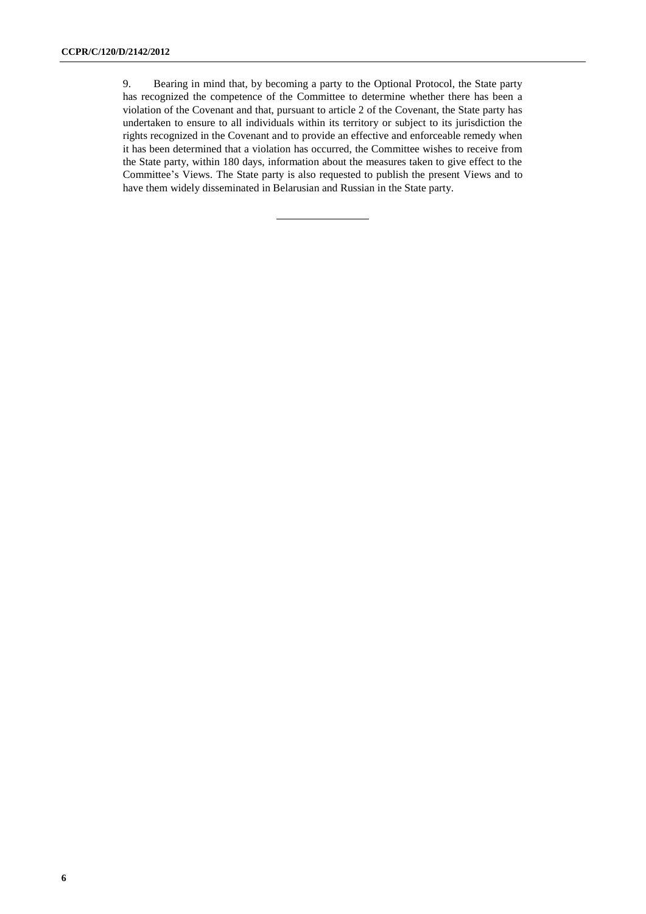9. Bearing in mind that, by becoming a party to the Optional Protocol, the State party has recognized the competence of the Committee to determine whether there has been a violation of the Covenant and that, pursuant to article 2 of the Covenant, the State party has undertaken to ensure to all individuals within its territory or subject to its jurisdiction the rights recognized in the Covenant and to provide an effective and enforceable remedy when it has been determined that a violation has occurred, the Committee wishes to receive from the State party, within 180 days, information about the measures taken to give effect to the Committee's Views. The State party is also requested to publish the present Views and to have them widely disseminated in Belarusian and Russian in the State party.